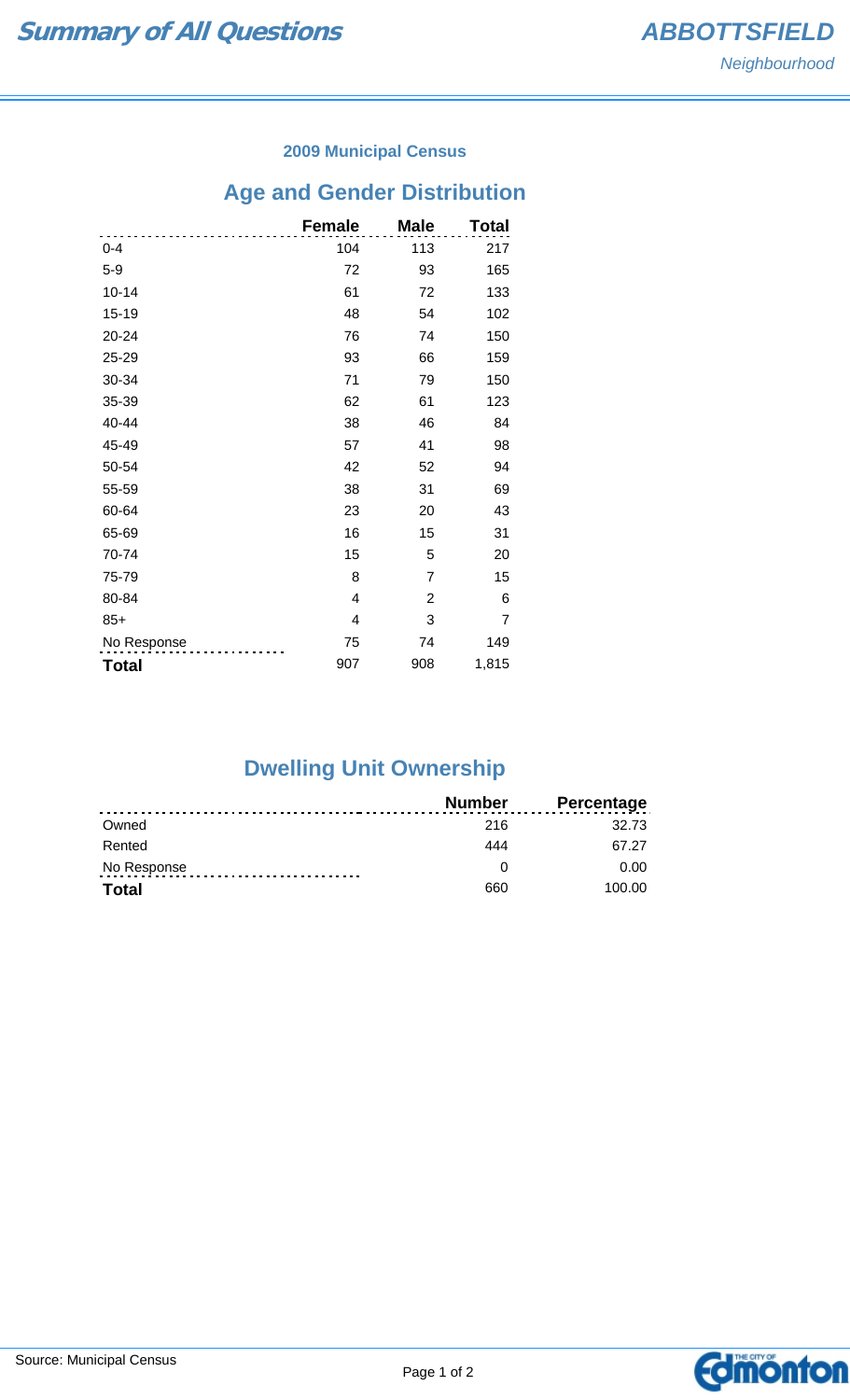# Summary of All Questions

**ABBOTTSFIELD**
*Neighbourhood*

### 2009 Municipal Census

## Age and Gender Distribution

| | Female | Male | Total |
|---|---|---|---|
| 0-4 | 104 | 113 | 217 |
| 5-9 | 72 | 93 | 165 |
| 10-14 | 61 | 72 | 133 |
| 15-19 | 48 | 54 | 102 |
| 20-24 | 76 | 74 | 150 |
| 25-29 | 93 | 66 | 159 |
| 30-34 | 71 | 79 | 150 |
| 35-39 | 62 | 61 | 123 |
| 40-44 | 38 | 46 | 84 |
| 45-49 | 57 | 41 | 98 |
| 50-54 | 42 | 52 | 94 |
| 55-59 | 38 | 31 | 69 |
| 60-64 | 23 | 20 | 43 |
| 65-69 | 16 | 15 | 31 |
| 70-74 | 15 | 5 | 20 |
| 75-79 | 8 | 7 | 15 |
| 80-84 | 4 | 2 | 6 |
| 85+ | 4 | 3 | 7 |
| No Response | 75 | 74 | 149 |
| **Total** | 907 | 908 | 1,815 |

## Dwelling Unit Ownership

| | Number | Percentage |
|---|---|---|
| Owned | 216 | 32.73 |
| Rented | 444 | 67.27 |
| No Response | 0 | 0.00 |
| **Total** | 660 | 100.00 |

Source: Municipal Census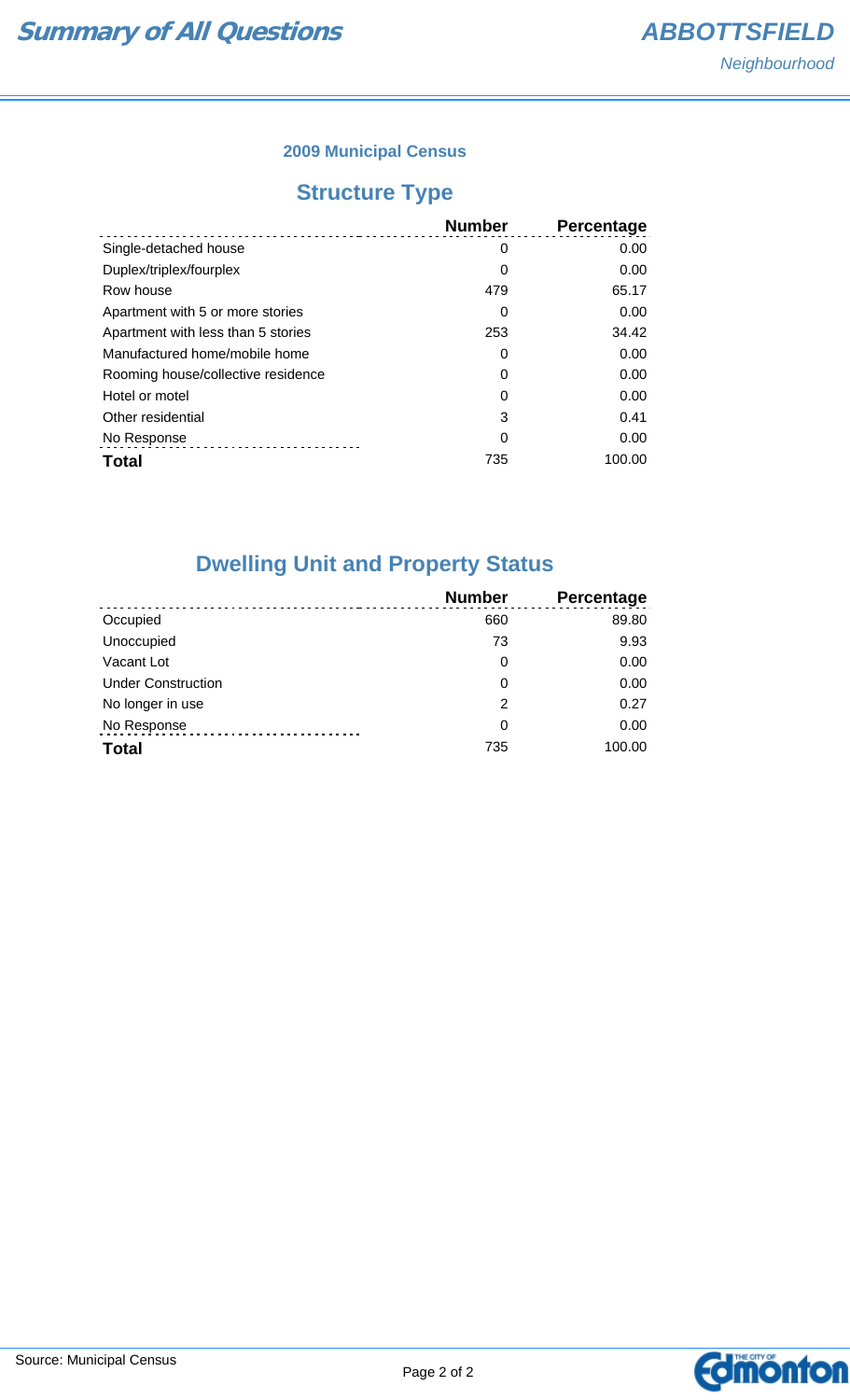# Summary of All Questions

**ABBOTTSFIELD**
*Neighbourhood*

### 2009 Municipal Census

## Structure Type

| | Number | Percentage |
|---|---|---|
| Single-detached house | 0 | 0.00 |
| Duplex/triplex/fourplex | 0 | 0.00 |
| Row house | 479 | 65.17 |
| Apartment with 5 or more stories | 0 | 0.00 |
| Apartment with less than 5 stories | 253 | 34.42 |
| Manufactured home/mobile home | 0 | 0.00 |
| Rooming house/collective residence | 0 | 0.00 |
| Hotel or motel | 0 | 0.00 |
| Other residential | 3 | 0.41 |
| No Response | 0 | 0.00 |
| **Total** | 735 | 100.00 |

## Dwelling Unit and Property Status

| | Number | Percentage |
|---|---|---|
| Occupied | 660 | 89.80 |
| Unoccupied | 73 | 9.93 |
| Vacant Lot | 0 | 0.00 |
| Under Construction | 0 | 0.00 |
| No longer in use | 2 | 0.27 |
| No Response | 0 | 0.00 |
| **Total** | 735 | 100.00 |

Source: Municipal Census